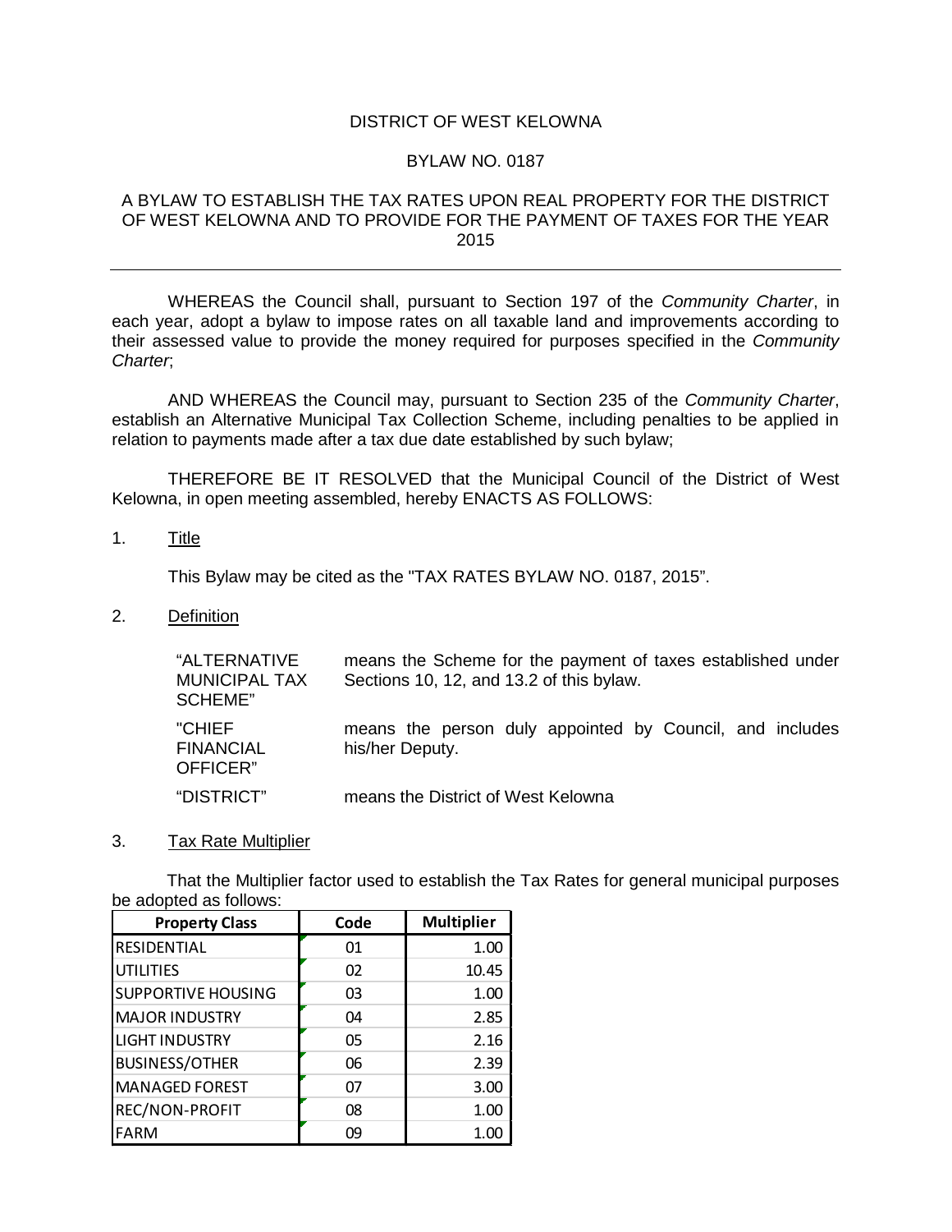DISTRICT OF WEST KELOWNA

BYLAW NO. 0187

A BYLAW TO ESTABLISH THE TAX RATES UPON REAL PROPERTY FOR THE DISTRICT OF WEST KELOWNA AND TO PROVIDE FOR THE PAYMENT OF TAXES FOR THE YEAR 2015

---

WHEREAS the Council shall, pursuant to Section 197 of the *Community Charter*, in each year, adopt a bylaw to impose rates on all taxable land and improvements according to their assessed value to provide the money required for purposes specified in the *Community Charter*;

AND WHEREAS the Council may, pursuant to Section 235 of the *Community Charter*, establish an Alternative Municipal Tax Collection Scheme, including penalties to be applied in relation to payments made after a tax due date established by such bylaw;

THEREFORE BE IT RESOLVED that the Municipal Council of the District of West Kelowna, in open meeting assembled, hereby ENACTS AS FOLLOWS:

1. Title

   This Bylaw may be cited as the "TAX RATES BYLAW NO. 0187, 2015".

2. Definition

| | |
|---|---|
| "ALTERNATIVE MUNICIPAL TAX SCHEME" | means the Scheme for the payment of taxes established under Sections 10, 12, and 13.2 of this bylaw. |
| "CHIEF FINANCIAL OFFICER" | means the person duly appointed by Council, and includes his/her Deputy. |
| "DISTRICT" | means the District of West Kelowna |

3. Tax Rate Multiplier

That the Multiplier factor used to establish the Tax Rates for general municipal purposes be adopted as follows:

| Property Class | Code | Multiplier |
|---|---|---|
| RESIDENTIAL | 01 | 1.00 |
| UTILITIES | 02 | 10.45 |
| SUPPORTIVE HOUSING | 03 | 1.00 |
| MAJOR INDUSTRY | 04 | 2.85 |
| LIGHT INDUSTRY | 05 | 2.16 |
| BUSINESS/OTHER | 06 | 2.39 |
| MANAGED FOREST | 07 | 3.00 |
| REC/NON-PROFIT | 08 | 1.00 |
| FARM | 09 | 1.00 |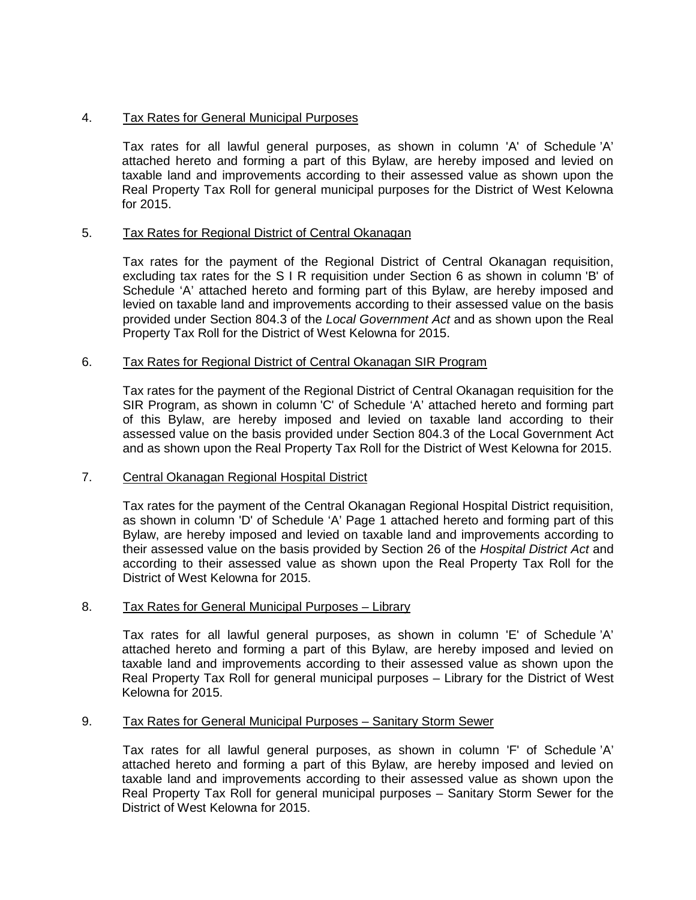4. <u>Tax Rates for General Municipal Purposes</u>

   Tax rates for all lawful general purposes, as shown in column 'A' of Schedule 'A' attached hereto and forming a part of this Bylaw, are hereby imposed and levied on taxable land and improvements according to their assessed value as shown upon the Real Property Tax Roll for general municipal purposes for the District of West Kelowna for 2015.

5. <u>Tax Rates for Regional District of Central Okanagan</u>

   Tax rates for the payment of the Regional District of Central Okanagan requisition, excluding tax rates for the S I R requisition under Section 6 as shown in column 'B' of Schedule 'A' attached hereto and forming part of this Bylaw, are hereby imposed and levied on taxable land and improvements according to their assessed value on the basis provided under Section 804.3 of the *Local Government Act* and as shown upon the Real Property Tax Roll for the District of West Kelowna for 2015.

6. <u>Tax Rates for Regional District of Central Okanagan SIR Program</u>

   Tax rates for the payment of the Regional District of Central Okanagan requisition for the SIR Program, as shown in column 'C' of Schedule 'A' attached hereto and forming part of this Bylaw, are hereby imposed and levied on taxable land according to their assessed value on the basis provided under Section 804.3 of the Local Government Act and as shown upon the Real Property Tax Roll for the District of West Kelowna for 2015.

7. <u>Central Okanagan Regional Hospital District</u>

   Tax rates for the payment of the Central Okanagan Regional Hospital District requisition, as shown in column 'D' of Schedule 'A' Page 1 attached hereto and forming part of this Bylaw, are hereby imposed and levied on taxable land and improvements according to their assessed value on the basis provided by Section 26 of the *Hospital District Act* and according to their assessed value as shown upon the Real Property Tax Roll for the District of West Kelowna for 2015.

8. <u>Tax Rates for General Municipal Purposes – Library</u>

   Tax rates for all lawful general purposes, as shown in column 'E' of Schedule 'A' attached hereto and forming a part of this Bylaw, are hereby imposed and levied on taxable land and improvements according to their assessed value as shown upon the Real Property Tax Roll for general municipal purposes – Library for the District of West Kelowna for 2015.

9. <u>Tax Rates for General Municipal Purposes – Sanitary Storm Sewer</u>

   Tax rates for all lawful general purposes, as shown in column 'F' of Schedule 'A' attached hereto and forming a part of this Bylaw, are hereby imposed and levied on taxable land and improvements according to their assessed value as shown upon the Real Property Tax Roll for general municipal purposes – Sanitary Storm Sewer for the District of West Kelowna for 2015.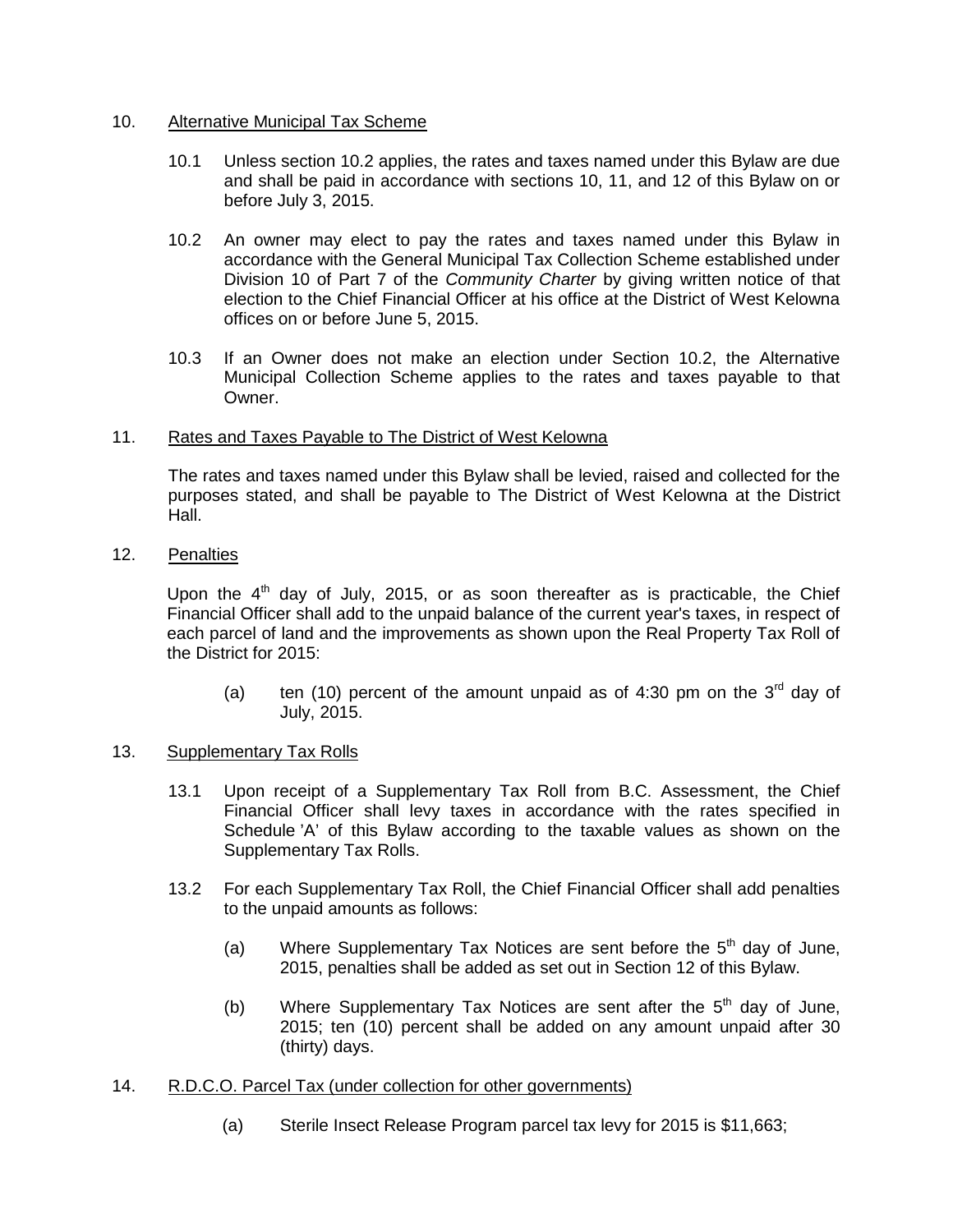10. Alternative Municipal Tax Scheme

    10.1 Unless section 10.2 applies, the rates and taxes named under this Bylaw are due and shall be paid in accordance with sections 10, 11, and 12 of this Bylaw on or before July 3, 2015.

    10.2 An owner may elect to pay the rates and taxes named under this Bylaw in accordance with the General Municipal Tax Collection Scheme established under Division 10 of Part 7 of the *Community Charter* by giving written notice of that election to the Chief Financial Officer at his office at the District of West Kelowna offices on or before June 5, 2015.

    10.3 If an Owner does not make an election under Section 10.2, the Alternative Municipal Collection Scheme applies to the rates and taxes payable to that Owner.

11. Rates and Taxes Payable to The District of West Kelowna

    The rates and taxes named under this Bylaw shall be levied, raised and collected for the purposes stated, and shall be payable to The District of West Kelowna at the District Hall.

12. Penalties

    Upon the 4th day of July, 2015, or as soon thereafter as is practicable, the Chief Financial Officer shall add to the unpaid balance of the current year's taxes, in respect of each parcel of land and the improvements as shown upon the Real Property Tax Roll of the District for 2015:

    (a) ten (10) percent of the amount unpaid as of 4:30 pm on the 3rd day of July, 2015.

13. Supplementary Tax Rolls

    13.1 Upon receipt of a Supplementary Tax Roll from B.C. Assessment, the Chief Financial Officer shall levy taxes in accordance with the rates specified in Schedule 'A' of this Bylaw according to the taxable values as shown on the Supplementary Tax Rolls.

    13.2 For each Supplementary Tax Roll, the Chief Financial Officer shall add penalties to the unpaid amounts as follows:

    (a) Where Supplementary Tax Notices are sent before the 5th day of June, 2015, penalties shall be added as set out in Section 12 of this Bylaw.

    (b) Where Supplementary Tax Notices are sent after the 5th day of June, 2015; ten (10) percent shall be added on any amount unpaid after 30 (thirty) days.

14. R.D.C.O. Parcel Tax (under collection for other governments)

    (a) Sterile Insect Release Program parcel tax levy for 2015 is $11,663;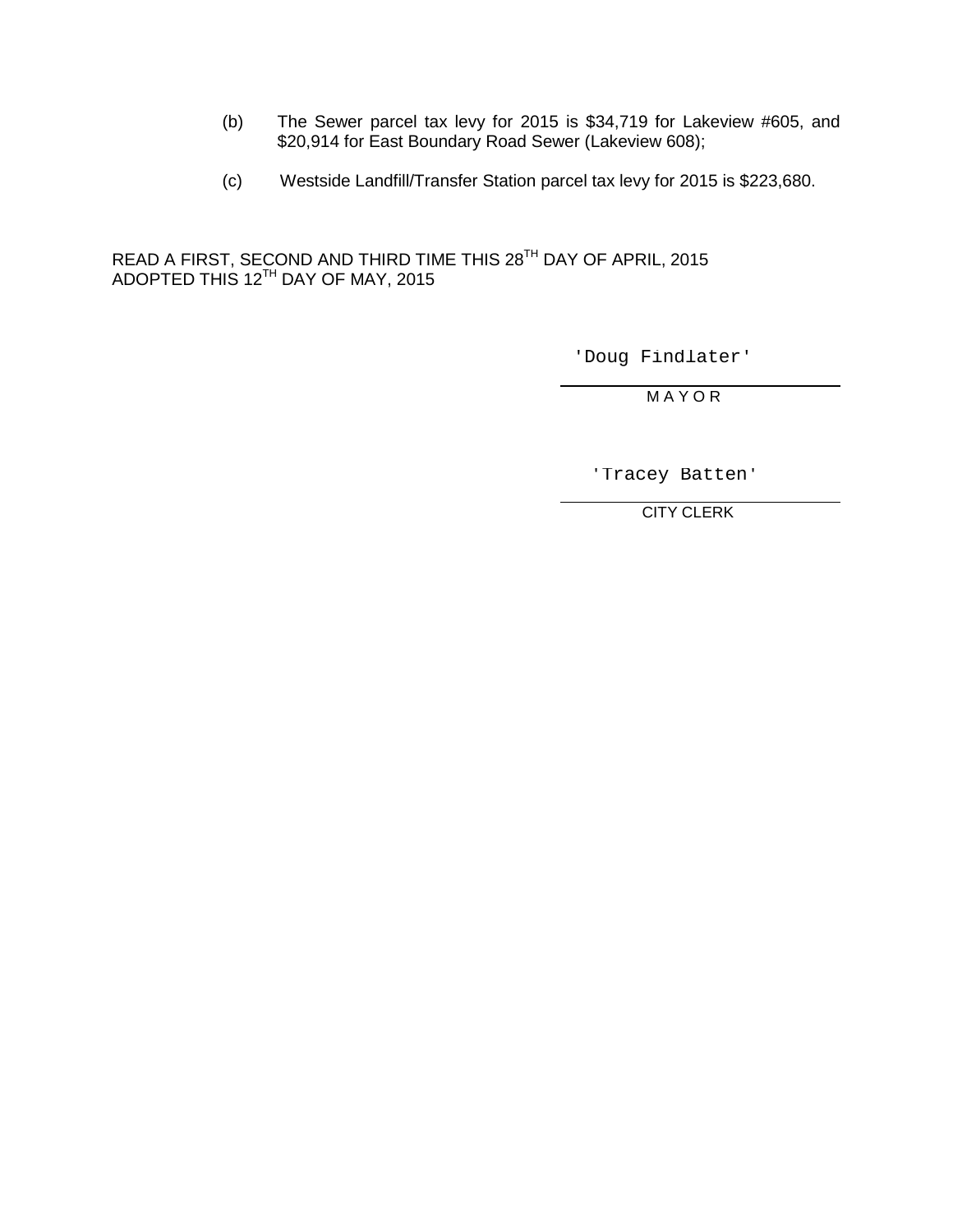(b) The Sewer parcel tax levy for 2015 is $34,719 for Lakeview #605, and $20,914 for East Boundary Road Sewer (Lakeview 608);

(c) Westside Landfill/Transfer Station parcel tax levy for 2015 is $223,680.

READ A FIRST, SECOND AND THIRD TIME THIS 28TH DAY OF APRIL, 2015
ADOPTED THIS 12TH DAY OF MAY, 2015

'Doug Findlater'

M A Y O R

'Tracey Batten'

CITY CLERK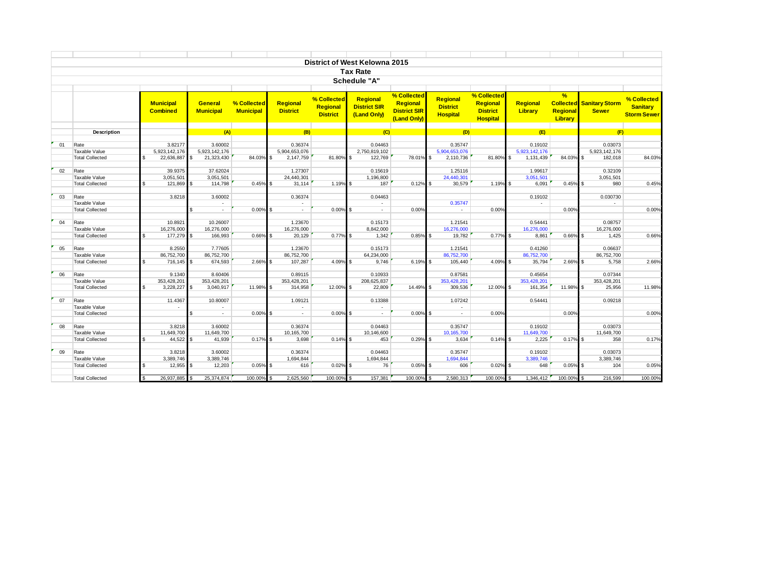# District of West Kelowna 2015

## Tax Rate

### Schedule "A"

| | Description | Municipal Combined | General Municipal | % Collected Municipal | Regional District | % Collected Regional District | Regional District SIR (Land Only) | % Collected Regional District SIR (Land Only) | Regional District Hospital | % Collected Regional District Hospital | Regional Library | % Collected Regional Library | Sanitary Storm Sewer | % Collected Sanitary Storm Sewer |
|---|---|---|---|---|---|---|---|---|---|---|---|---|---|---|
| | | | (A) | | (B) | | (C) | | (D) | | (E) | | (F) | |
| 01 | Rate | 3.82177 | 3.60002 | | 0.36374 | | 0.04463 | | 0.35747 | | 0.19102 | | 0.03073 | |
| | Taxable Value | 5,923,142,176 | 5,923,142,176 | | 5,904,653,076 | | 2,750,819,102 | | 5,904,653,076 | | 5,923,142,176 | | 5,923,142,176 | |
| | Total Collected | $ 22,636,887 | $ 21,323,430 | 84.03% | $ 2,147,759 | 81.80% | $ 122,769 | 78.01% | $ 2,110,736 | 81.80% | $ 1,131,439 | 84.03% | $ 182,018 | 84.03% |
| 02 | Rate | 39.9375 | 37.62024 | | 1.27307 | | 0.15619 | | 1.25116 | | 1.99617 | | 0.32109 | |
| | Taxable Value | 3,051,501 | 3,051,501 | | 24,440,301 | | 1,196,800 | | 24,440,301 | | 3,051,501 | | 3,051,501 | |
| | Total Collected | $ 121,869 | $ 114,798 | 0.45% | $ 31,114 | 1.19% | $ 187 | 0.12% | $ 30,579 | 1.19% | $ 6,091 | 0.45% | $ 980 | 0.45% |
| 03 | Rate | 3.8218 | 3.60002 | | 0.36374 | | 0.04463 | | | | 0.19102 | | 0.030730 | |
| | Taxable Value | | - | | - | | - | | 0.35747 | | - | | - | |
| | Total Collected | | $ - | 0.00% | $ - | 0.00% | $ - | 0.00% | - | 0.00% | | 0.00% | | 0.00% |
| 04 | Rate | 10.8921 | 10.26007 | | 1.23670 | | 0.15173 | | 1.21541 | | 0.54441 | | 0.08757 | |
| | Taxable Value | 16,276,000 | 16,276,000 | | 16,276,000 | | 8,842,000 | | 16,276,000 | | 16,276,000 | | 16,276,000 | |
| | Total Collected | $ 177,279 | $ 166,993 | 0.66% | $ 20,129 | 0.77% | $ 1,342 | 0.85% | $ 19,782 | 0.77% | $ 8,861 | 0.66% | $ 1,425 | 0.66% |
| 05 | Rate | 8.2550 | 7.77605 | | 1.23670 | | 0.15173 | | 1.21541 | | 0.41260 | | 0.06637 | |
| | Taxable Value | 86,752,700 | 86,752,700 | | 86,752,700 | | 64,234,000 | | 86,752,700 | | 86,752,700 | | 86,752,700 | |
| | Total Collected | $ 716,145 | $ 674,593 | 2.66% | $ 107,287 | 4.09% | $ 9,746 | 6.19% | $ 105,440 | 4.09% | $ 35,794 | 2.66% | $ 5,758 | 2.66% |
| 06 | Rate | 9.1340 | 8.60406 | | 0.89115 | | 0.10933 | | 0.87581 | | 0.45654 | | 0.07344 | |
| | Taxable Value | 353,428,201 | 353,428,201 | | 353,428,201 | | 208,625,837 | | 353,428,201 | | 353,428,201 | | 353,428,201 | |
| | Total Collected | $ 3,228,227 | $ 3,040,917 | 11.98% | $ 314,958 | 12.00% | $ 22,809 | 14.49% | $ 309,536 | 12.00% | $ 161,354 | 11.98% | $ 25,956 | 11.98% |
| 07 | Rate | 11.4367 | 10.80007 | | 1.09121 | | 0.13388 | | 1.07242 | | 0.54441 | | 0.09218 | |
| | Taxable Value | - | - | | - | | - | | - | | | | | |
| | Total Collected | | $ - | 0.00% | $ - | 0.00% | $ - | 0.00% | $ - | 0.00% | | 0.00% | | 0.00% |
| 08 | Rate | 3.8218 | 3.60002 | | 0.36374 | | 0.04463 | | 0.35747 | | 0.19102 | | 0.03073 | |
| | Taxable Value | 11,649,700 | 11,649,700 | | 10,165,700 | | 10,146,600 | | 10,165,700 | | 11,649,700 | | 11,649,700 | |
| | Total Collected | $ 44,522 | $ 41,939 | 0.17% | $ 3,698 | 0.14% | $ 453 | 0.29% | $ 3,634 | 0.14% | $ 2,225 | 0.17% | $ 358 | 0.17% |
| 09 | Rate | 3.8218 | 3.60002 | | 0.36374 | | 0.04463 | | 0.35747 | | 0.19102 | | 0.03073 | |
| | Taxable Value | 3,389,746 | 3,389,746 | | 1,694,844 | | 1,694,844 | | 1,694,844 | | 3,389,746 | | 3,389,746 | |
| | Total Collected | $ 12,955 | $ 12,203 | 0.05% | $ 616 | 0.02% | $ 76 | 0.05% | $ 606 | 0.02% | $ 648 | 0.05% | $ 104 | 0.05% |
| | Total Collected | $ 26,937,885 | $ 25,374,874 | 100.00% | $ 2,625,560 | 100.00% | $ 157,381 | 100.00% | $ 2,580,313 | 100.00% | $ 1,346,412 | 100.00% | $ 216,599 | 100.00% |